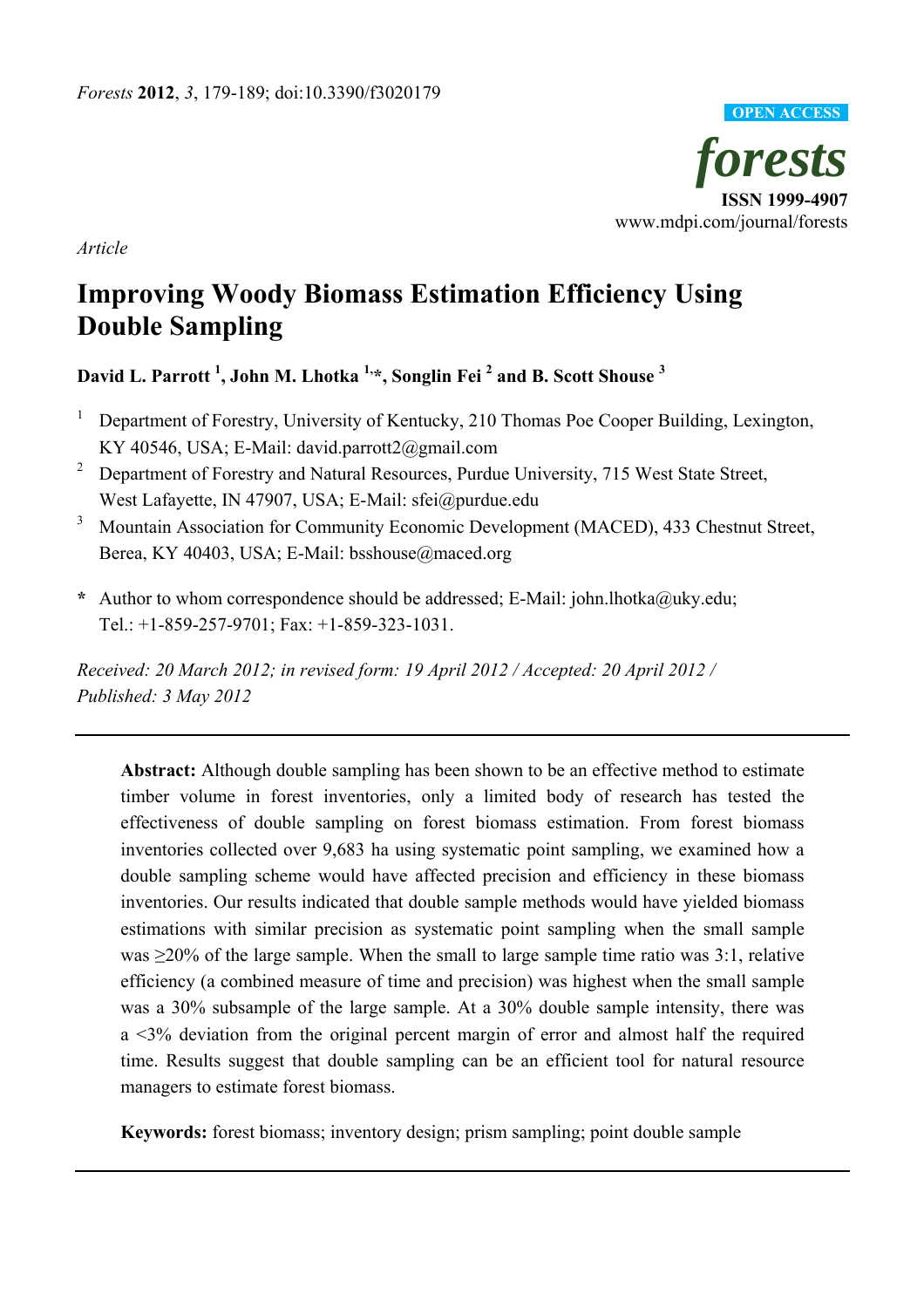*Forests* **2012**, *3*, 179-189; doi:10.3390/f3020179

OPEN ACCESS

***forests***

**ISSN 1999-4907**

www.mdpi.com/journal/forests

*Article*

# Improving Woody Biomass Estimation Efficiency Using Double Sampling

**David L. Parrott [1], John M. Lhotka [1,*], Songlin Fei [2] and B. Scott Shouse [3]**

[1] Department of Forestry, University of Kentucky, 210 Thomas Poe Cooper Building, Lexington, KY 40546, USA; E-Mail: david.parrott2@gmail.com

[2] Department of Forestry and Natural Resources, Purdue University, 715 West State Street, West Lafayette, IN 47907, USA; E-Mail: sfei@purdue.edu

[3] Mountain Association for Community Economic Development (MACED), 433 Chestnut Street, Berea, KY 40403, USA; E-Mail: bsshouse@maced.org

**\*** Author to whom correspondence should be addressed; E-Mail: john.lhotka@uky.edu; Tel.: +1-859-257-9701; Fax: +1-859-323-1031.

*Received: 20 March 2012; in revised form: 19 April 2012 / Accepted: 20 April 2012 / Published: 3 May 2012*

**Abstract:** Although double sampling has been shown to be an effective method to estimate timber volume in forest inventories, only a limited body of research has tested the effectiveness of double sampling on forest biomass estimation. From forest biomass inventories collected over 9,683 ha using systematic point sampling, we examined how a double sampling scheme would have affected precision and efficiency in these biomass inventories. Our results indicated that double sample methods would have yielded biomass estimations with similar precision as systematic point sampling when the small sample was ≥20% of the large sample. When the small to large sample time ratio was 3:1, relative efficiency (a combined measure of time and precision) was highest when the small sample was a 30% subsample of the large sample. At a 30% double sample intensity, there was a <3% deviation from the original percent margin of error and almost half the required time. Results suggest that double sampling can be an efficient tool for natural resource managers to estimate forest biomass.

**Keywords:** forest biomass; inventory design; prism sampling; point double sample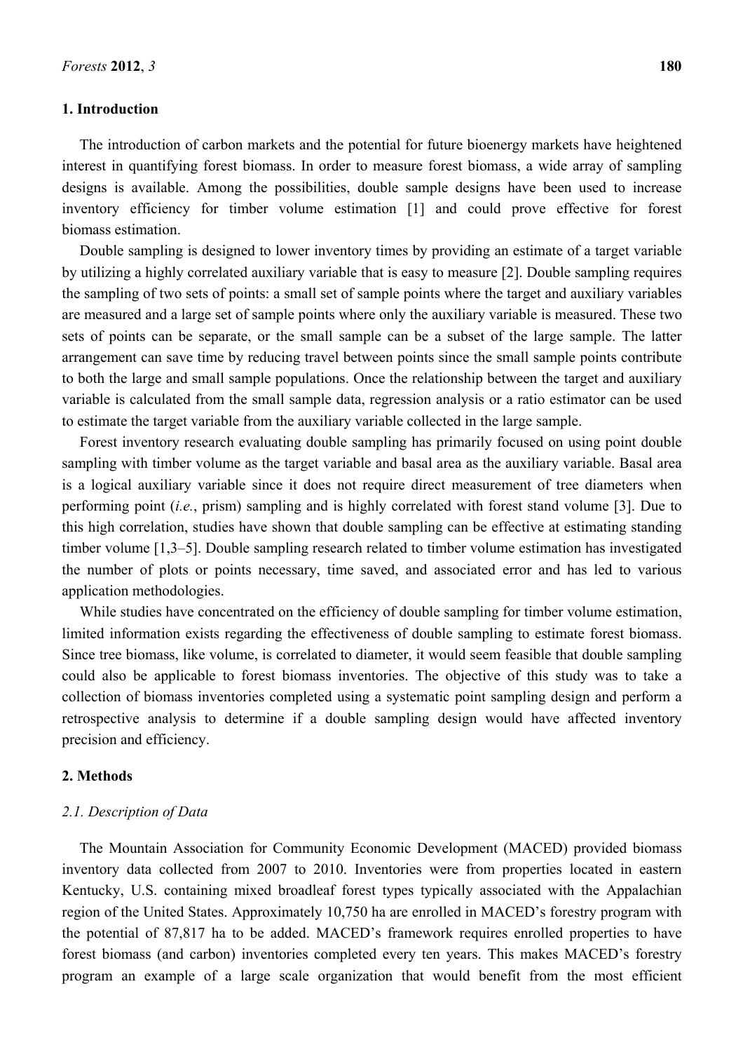## 1. Introduction

The introduction of carbon markets and the potential for future bioenergy markets have heightened interest in quantifying forest biomass. In order to measure forest biomass, a wide array of sampling designs is available. Among the possibilities, double sample designs have been used to increase inventory efficiency for timber volume estimation [1] and could prove effective for forest biomass estimation.

Double sampling is designed to lower inventory times by providing an estimate of a target variable by utilizing a highly correlated auxiliary variable that is easy to measure [2]. Double sampling requires the sampling of two sets of points: a small set of sample points where the target and auxiliary variables are measured and a large set of sample points where only the auxiliary variable is measured. These two sets of points can be separate, or the small sample can be a subset of the large sample. The latter arrangement can save time by reducing travel between points since the small sample points contribute to both the large and small sample populations. Once the relationship between the target and auxiliary variable is calculated from the small sample data, regression analysis or a ratio estimator can be used to estimate the target variable from the auxiliary variable collected in the large sample.

Forest inventory research evaluating double sampling has primarily focused on using point double sampling with timber volume as the target variable and basal area as the auxiliary variable. Basal area is a logical auxiliary variable since it does not require direct measurement of tree diameters when performing point (*i.e.*, prism) sampling and is highly correlated with forest stand volume [3]. Due to this high correlation, studies have shown that double sampling can be effective at estimating standing timber volume [1,3–5]. Double sampling research related to timber volume estimation has investigated the number of plots or points necessary, time saved, and associated error and has led to various application methodologies.

While studies have concentrated on the efficiency of double sampling for timber volume estimation, limited information exists regarding the effectiveness of double sampling to estimate forest biomass. Since tree biomass, like volume, is correlated to diameter, it would seem feasible that double sampling could also be applicable to forest biomass inventories. The objective of this study was to take a collection of biomass inventories completed using a systematic point sampling design and perform a retrospective analysis to determine if a double sampling design would have affected inventory precision and efficiency.

## 2. Methods

### *2.1. Description of Data*

The Mountain Association for Community Economic Development (MACED) provided biomass inventory data collected from 2007 to 2010. Inventories were from properties located in eastern Kentucky, U.S. containing mixed broadleaf forest types typically associated with the Appalachian region of the United States. Approximately 10,750 ha are enrolled in MACED's forestry program with the potential of 87,817 ha to be added. MACED's framework requires enrolled properties to have forest biomass (and carbon) inventories completed every ten years. This makes MACED's forestry program an example of a large scale organization that would benefit from the most efficient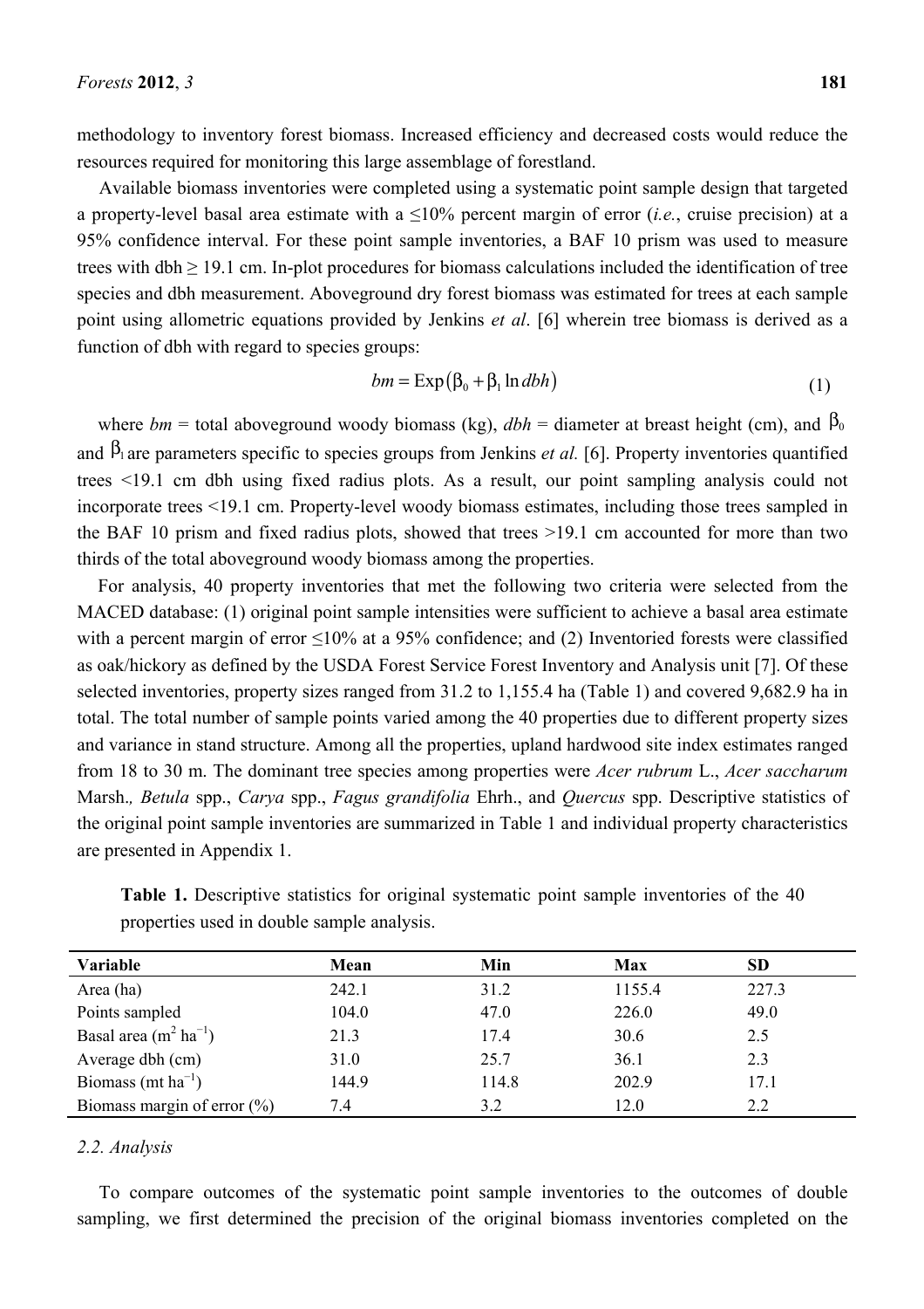methodology to inventory forest biomass. Increased efficiency and decreased costs would reduce the resources required for monitoring this large assemblage of forestland.

Available biomass inventories were completed using a systematic point sample design that targeted a property-level basal area estimate with a ≤10% percent margin of error (*i.e.*, cruise precision) at a 95% confidence interval. For these point sample inventories, a BAF 10 prism was used to measure trees with dbh ≥ 19.1 cm. In-plot procedures for biomass calculations included the identification of tree species and dbh measurement. Aboveground dry forest biomass was estimated for trees at each sample point using allometric equations provided by Jenkins *et al*. [6] wherein tree biomass is derived as a function of dbh with regard to species groups:

$$bm = \text{Exp}\left(\beta_0 + \beta_1 \ln dbh\right) \tag{1}$$

where *bm* = total aboveground woody biomass (kg), *dbh* = diameter at breast height (cm), and $\beta_0$ and $\beta_1$ are parameters specific to species groups from Jenkins *et al.* [6]. Property inventories quantified trees <19.1 cm dbh using fixed radius plots. As a result, our point sampling analysis could not incorporate trees <19.1 cm. Property-level woody biomass estimates, including those trees sampled in the BAF 10 prism and fixed radius plots, showed that trees >19.1 cm accounted for more than two thirds of the total aboveground woody biomass among the properties.

For analysis, 40 property inventories that met the following two criteria were selected from the MACED database: (1) original point sample intensities were sufficient to achieve a basal area estimate with a percent margin of error ≤10% at a 95% confidence; and (2) Inventoried forests were classified as oak/hickory as defined by the USDA Forest Service Forest Inventory and Analysis unit [7]. Of these selected inventories, property sizes ranged from 31.2 to 1,155.4 ha (Table 1) and covered 9,682.9 ha in total. The total number of sample points varied among the 40 properties due to different property sizes and variance in stand structure. Among all the properties, upland hardwood site index estimates ranged from 18 to 30 m. The dominant tree species among properties were *Acer rubrum* L., *Acer saccharum* Marsh., *Betula* spp., *Carya* spp., *Fagus grandifolia* Ehrh., and *Quercus* spp. Descriptive statistics of the original point sample inventories are summarized in Table 1 and individual property characteristics are presented in Appendix 1.

**Table 1.** Descriptive statistics for original systematic point sample inventories of the 40 properties used in double sample analysis.

| Variable | Mean | Min | Max | SD |
|---|---|---|---|---|
| Area (ha) | 242.1 | 31.2 | 1155.4 | 227.3 |
| Points sampled | 104.0 | 47.0 | 226.0 | 49.0 |
| Basal area ($m^2$ $ha^{-1}$) | 21.3 | 17.4 | 30.6 | 2.5 |
| Average dbh (cm) | 31.0 | 25.7 | 36.1 | 2.3 |
| Biomass (mt $ha^{-1}$) | 144.9 | 114.8 | 202.9 | 17.1 |
| Biomass margin of error (%) | 7.4 | 3.2 | 12.0 | 2.2 |

### 2.2. Analysis

To compare outcomes of the systematic point sample inventories to the outcomes of double sampling, we first determined the precision of the original biomass inventories completed on the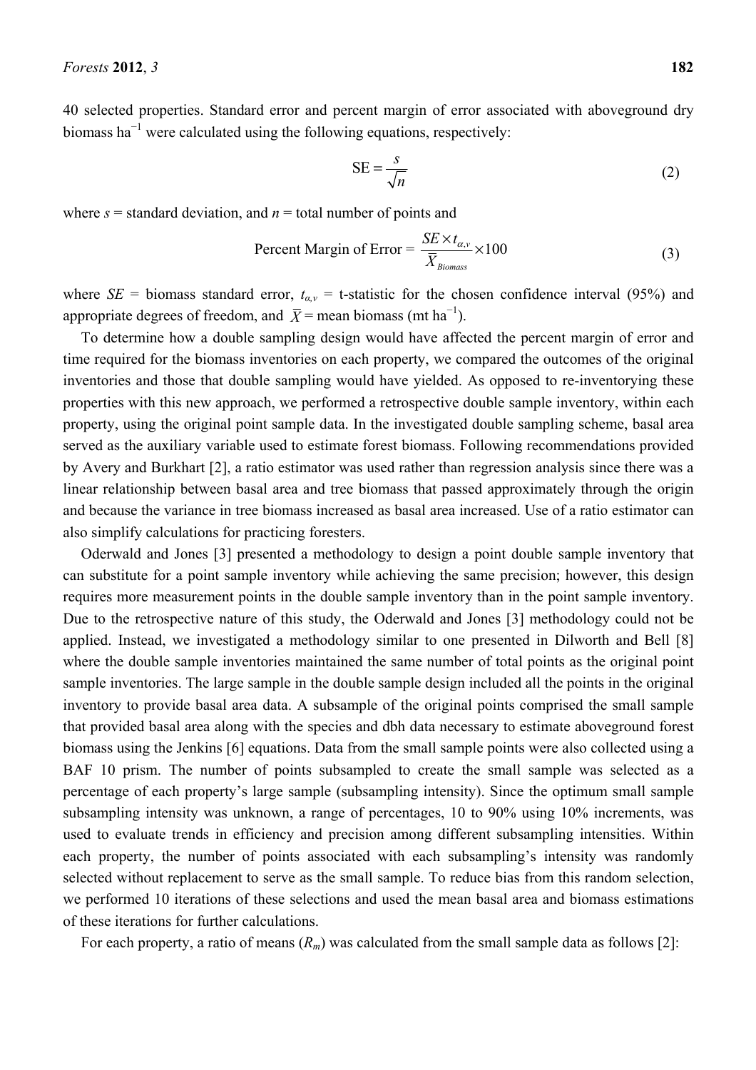40 selected properties. Standard error and percent margin of error associated with aboveground dry biomass $ha^{-1}$ were calculated using the following equations, respectively:

$$\text{SE} = \frac{s}{\sqrt{n}} \tag{2}$$

where $s$ = standard deviation, and $n$ = total number of points and

$$\text{Percent Margin of Error} = \frac{SE \times t_{\alpha,v}}{\bar{X}_{Biomass}} \times 100 \tag{3}$$

where $SE$ = biomass standard error, $t_{\alpha,v}$ = t-statistic for the chosen confidence interval (95%) and appropriate degrees of freedom, and $\bar{X}$ = mean biomass (mt $ha^{-1}$).

To determine how a double sampling design would have affected the percent margin of error and time required for the biomass inventories on each property, we compared the outcomes of the original inventories and those that double sampling would have yielded. As opposed to re-inventorying these properties with this new approach, we performed a retrospective double sample inventory, within each property, using the original point sample data. In the investigated double sampling scheme, basal area served as the auxiliary variable used to estimate forest biomass. Following recommendations provided by Avery and Burkhart [2], a ratio estimator was used rather than regression analysis since there was a linear relationship between basal area and tree biomass that passed approximately through the origin and because the variance in tree biomass increased as basal area increased. Use of a ratio estimator can also simplify calculations for practicing foresters.

Oderwald and Jones [3] presented a methodology to design a point double sample inventory that can substitute for a point sample inventory while achieving the same precision; however, this design requires more measurement points in the double sample inventory than in the point sample inventory. Due to the retrospective nature of this study, the Oderwald and Jones [3] methodology could not be applied. Instead, we investigated a methodology similar to one presented in Dilworth and Bell [8] where the double sample inventories maintained the same number of total points as the original point sample inventories. The large sample in the double sample design included all the points in the original inventory to provide basal area data. A subsample of the original points comprised the small sample that provided basal area along with the species and dbh data necessary to estimate aboveground forest biomass using the Jenkins [6] equations. Data from the small sample points were also collected using a BAF 10 prism. The number of points subsampled to create the small sample was selected as a percentage of each property's large sample (subsampling intensity). Since the optimum small sample subsampling intensity was unknown, a range of percentages, 10 to 90% using 10% increments, was used to evaluate trends in efficiency and precision among different subsampling intensities. Within each property, the number of points associated with each subsampling's intensity was randomly selected without replacement to serve as the small sample. To reduce bias from this random selection, we performed 10 iterations of these selections and used the mean basal area and biomass estimations of these iterations for further calculations.

For each property, a ratio of means ($R_m$) was calculated from the small sample data as follows [2]: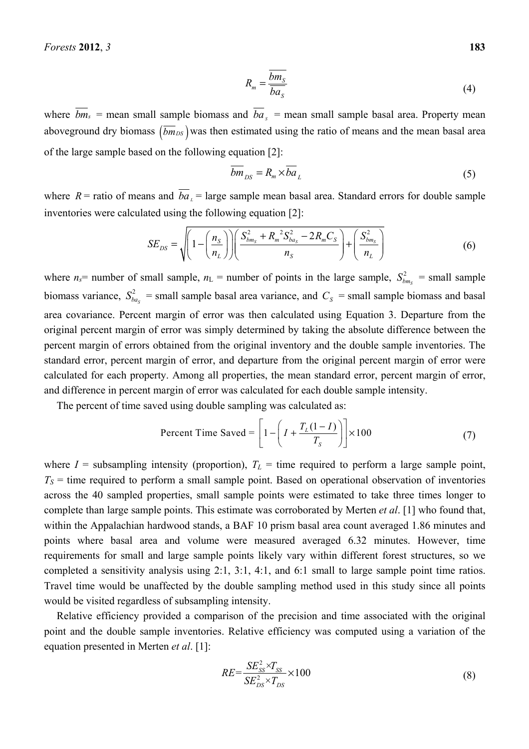$$R_m = \frac{\overline{bm_S}}{\overline{ba_S}} \tag{4}$$

where $\overline{bm_s}$ = mean small sample biomass and $\overline{ba_s}$ = mean small sample basal area. Property mean aboveground dry biomass $\left(\overline{bm_{DS}}\right)$ was then estimated using the ratio of means and the mean basal area of the large sample based on the following equation [2]:

$$\overline{bm}_{DS} = R_m \times \overline{ba}_L \tag{5}$$

where $R$ = ratio of means and $\overline{ba}_L$ = large sample mean basal area. Standard errors for double sample inventories were calculated using the following equation [2]:

$$SE_{DS} = \sqrt{\left(1 - \left(\frac{n_S}{n_L}\right)\right)\left(\frac{S_{bm_S}^2 + {R_m}^2 S_{ba_S}^2 - 2R_m C_S}{n_S}\right) + \left(\frac{S_{bm_S}^2}{n_L}\right)} \tag{6}$$

where $n_s$= number of small sample, $n_L$ = number of points in the large sample, $S_{bm_S}^2$ = small sample biomass variance, $S_{ba_S}^2$ = small sample basal area variance, and $C_S$ = small sample biomass and basal area covariance. Percent margin of error was then calculated using Equation 3. Departure from the original percent margin of error was simply determined by taking the absolute difference between the percent margin of errors obtained from the original inventory and the double sample inventories. The standard error, percent margin of error, and departure from the original percent margin of error were calculated for each property. Among all properties, the mean standard error, percent margin of error, and difference in percent margin of error was calculated for each double sample intensity.

The percent of time saved using double sampling was calculated as:

$$\text{Percent Time Saved} = \left[1 - \left(I + \frac{T_L(1-I)}{T_S}\right)\right] \times 100 \tag{7}$$

where $I$ = subsampling intensity (proportion), $T_L$ = time required to perform a large sample point, $T_S$ = time required to perform a small sample point. Based on operational observation of inventories across the 40 sampled properties, small sample points were estimated to take three times longer to complete than large sample points. This estimate was corroborated by Merten *et al*. [1] who found that, within the Appalachian hardwood stands, a BAF 10 prism basal area count averaged 1.86 minutes and points where basal area and volume were measured averaged 6.32 minutes. However, time requirements for small and large sample points likely vary within different forest structures, so we completed a sensitivity analysis using 2:1, 3:1, 4:1, and 6:1 small to large sample point time ratios. Travel time would be unaffected by the double sampling method used in this study since all points would be visited regardless of subsampling intensity.

Relative efficiency provided a comparison of the precision and time associated with the original point and the double sample inventories. Relative efficiency was computed using a variation of the equation presented in Merten *et al*. [1]:

$$RE = \frac{SE_{SS}^2 \times T_{SS}}{SE_{DS}^2 \times T_{DS}} \times 100 \tag{8}$$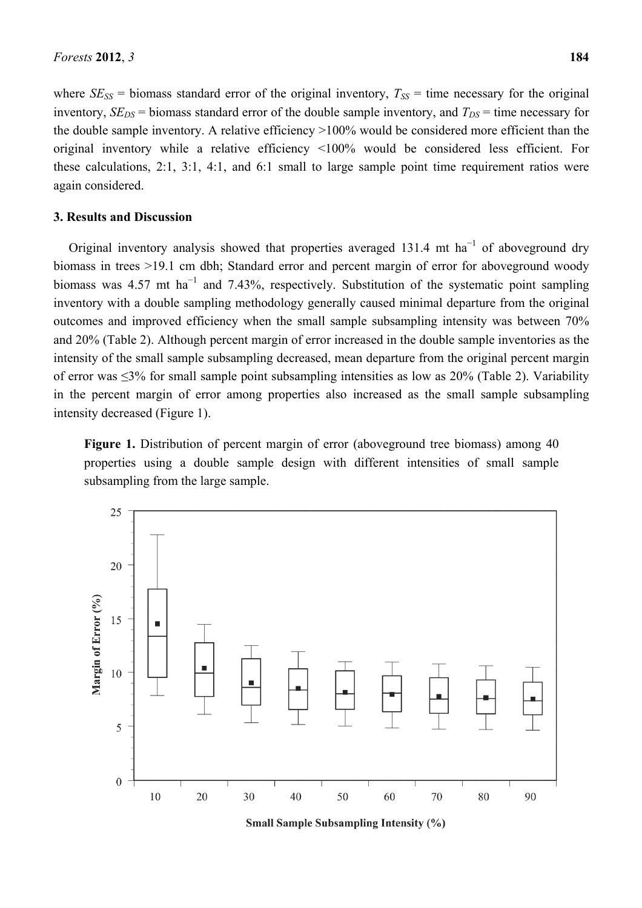where $SE_{SS}$ = biomass standard error of the original inventory, $T_{SS}$ = time necessary for the original inventory, $SE_{DS}$ = biomass standard error of the double sample inventory, and $T_{DS}$ = time necessary for the double sample inventory. A relative efficiency >100% would be considered more efficient than the original inventory while a relative efficiency <100% would be considered less efficient. For these calculations, 2:1, 3:1, 4:1, and 6:1 small to large sample point time requirement ratios were again considered.

## 3. Results and Discussion

Original inventory analysis showed that properties averaged 131.4 mt ha$^{-1}$ of aboveground dry biomass in trees >19.1 cm dbh; Standard error and percent margin of error for aboveground woody biomass was 4.57 mt ha$^{-1}$ and 7.43%, respectively. Substitution of the systematic point sampling inventory with a double sampling methodology generally caused minimal departure from the original outcomes and improved efficiency when the small sample subsampling intensity was between 70% and 20% (Table 2). Although percent margin of error increased in the double sample inventories as the intensity of the small sample subsampling decreased, mean departure from the original percent margin of error was ≤3% for small sample point subsampling intensities as low as 20% (Table 2). Variability in the percent margin of error among properties also increased as the small sample subsampling intensity decreased (Figure 1).

**Figure 1.** Distribution of percent margin of error (aboveground tree biomass) among 40 properties using a double sample design with different intensities of small sample subsampling from the large sample.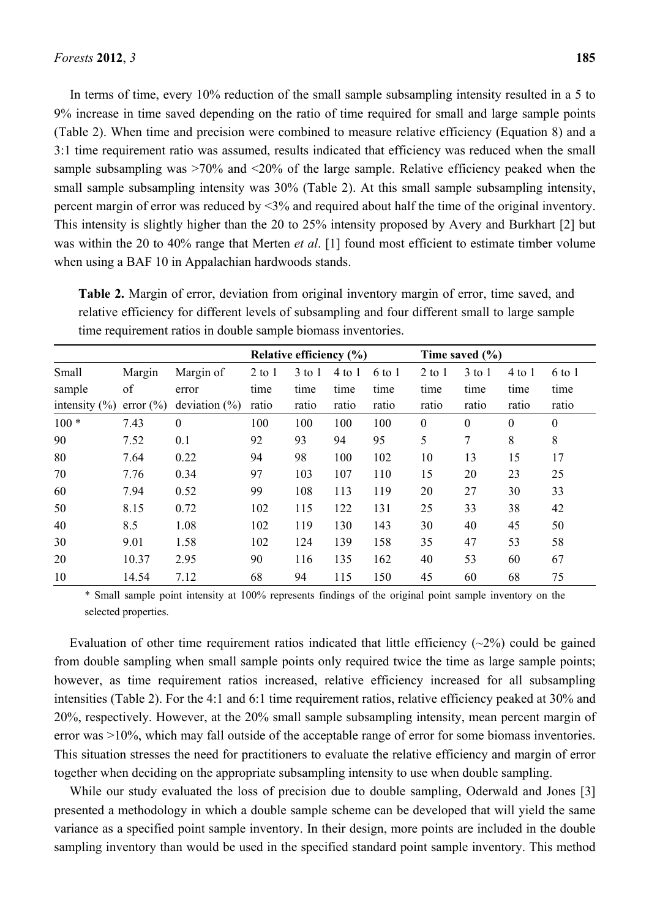In terms of time, every 10% reduction of the small sample subsampling intensity resulted in a 5 to 9% increase in time saved depending on the ratio of time required for small and large sample points (Table 2). When time and precision were combined to measure relative efficiency (Equation 8) and a 3:1 time requirement ratio was assumed, results indicated that efficiency was reduced when the small sample subsampling was >70% and <20% of the large sample. Relative efficiency peaked when the small sample subsampling intensity was 30% (Table 2). At this small sample subsampling intensity, percent margin of error was reduced by <3% and required about half the time of the original inventory. This intensity is slightly higher than the 20 to 25% intensity proposed by Avery and Burkhart [2] but was within the 20 to 40% range that Merten *et al*. [1] found most efficient to estimate timber volume when using a BAF 10 in Appalachian hardwoods stands.

**Table 2.** Margin of error, deviation from original inventory margin of error, time saved, and relative efficiency for different levels of subsampling and four different small to large sample time requirement ratios in double sample biomass inventories.

| | | | **Relative efficiency (%)** | | | | **Time saved (%)** | | | |
|---|---|---|---|---|---|---|---|---|---|---|
| Small sample intensity (%) | Margin of error (%) | Margin of error deviation (%) | 2 to 1 time ratio | 3 to 1 time ratio | 4 to 1 time ratio | 6 to 1 time ratio | 2 to 1 time ratio | 3 to 1 time ratio | 4 to 1 time ratio | 6 to 1 time ratio |
| 100 * | 7.43 | 0 | 100 | 100 | 100 | 100 | 0 | 0 | 0 | 0 |
| 90 | 7.52 | 0.1 | 92 | 93 | 94 | 95 | 5 | 7 | 8 | 8 |
| 80 | 7.64 | 0.22 | 94 | 98 | 100 | 102 | 10 | 13 | 15 | 17 |
| 70 | 7.76 | 0.34 | 97 | 103 | 107 | 110 | 15 | 20 | 23 | 25 |
| 60 | 7.94 | 0.52 | 99 | 108 | 113 | 119 | 20 | 27 | 30 | 33 |
| 50 | 8.15 | 0.72 | 102 | 115 | 122 | 131 | 25 | 33 | 38 | 42 |
| 40 | 8.5 | 1.08 | 102 | 119 | 130 | 143 | 30 | 40 | 45 | 50 |
| 30 | 9.01 | 1.58 | 102 | 124 | 139 | 158 | 35 | 47 | 53 | 58 |
| 20 | 10.37 | 2.95 | 90 | 116 | 135 | 162 | 40 | 53 | 60 | 67 |
| 10 | 14.54 | 7.12 | 68 | 94 | 115 | 150 | 45 | 60 | 68 | 75 |

\* Small sample point intensity at 100% represents findings of the original point sample inventory on the selected properties.

Evaluation of other time requirement ratios indicated that little efficiency (~2%) could be gained from double sampling when small sample points only required twice the time as large sample points; however, as time requirement ratios increased, relative efficiency increased for all subsampling intensities (Table 2). For the 4:1 and 6:1 time requirement ratios, relative efficiency peaked at 30% and 20%, respectively. However, at the 20% small sample subsampling intensity, mean percent margin of error was >10%, which may fall outside of the acceptable range of error for some biomass inventories. This situation stresses the need for practitioners to evaluate the relative efficiency and margin of error together when deciding on the appropriate subsampling intensity to use when double sampling.

While our study evaluated the loss of precision due to double sampling, Oderwald and Jones [3] presented a methodology in which a double sample scheme can be developed that will yield the same variance as a specified point sample inventory. In their design, more points are included in the double sampling inventory than would be used in the specified standard point sample inventory. This method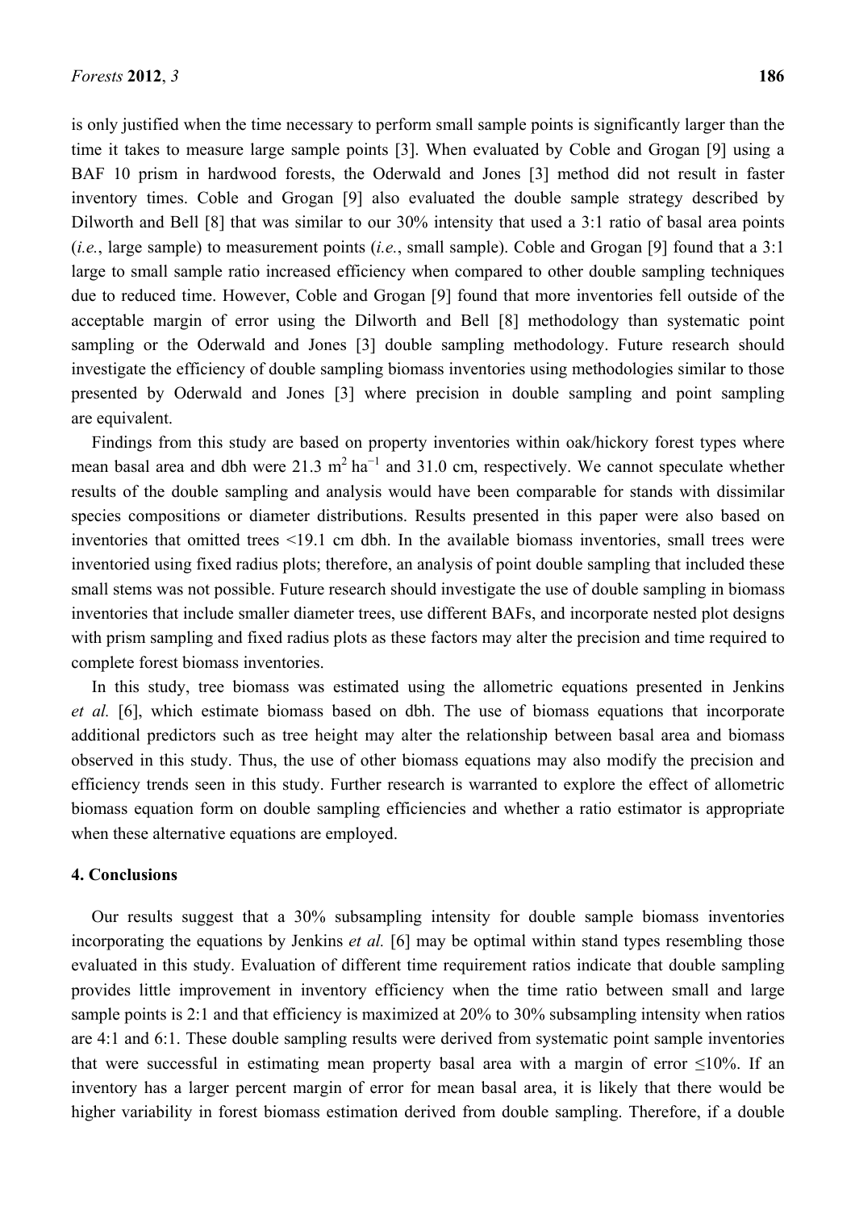is only justified when the time necessary to perform small sample points is significantly larger than the time it takes to measure large sample points [3]. When evaluated by Coble and Grogan [9] using a BAF 10 prism in hardwood forests, the Oderwald and Jones [3] method did not result in faster inventory times. Coble and Grogan [9] also evaluated the double sample strategy described by Dilworth and Bell [8] that was similar to our 30% intensity that used a 3:1 ratio of basal area points (*i.e.*, large sample) to measurement points (*i.e.*, small sample). Coble and Grogan [9] found that a 3:1 large to small sample ratio increased efficiency when compared to other double sampling techniques due to reduced time. However, Coble and Grogan [9] found that more inventories fell outside of the acceptable margin of error using the Dilworth and Bell [8] methodology than systematic point sampling or the Oderwald and Jones [3] double sampling methodology. Future research should investigate the efficiency of double sampling biomass inventories using methodologies similar to those presented by Oderwald and Jones [3] where precision in double sampling and point sampling are equivalent.

Findings from this study are based on property inventories within oak/hickory forest types where mean basal area and dbh were 21.3 $m^2$ $ha^{-1}$ and 31.0 cm, respectively. We cannot speculate whether results of the double sampling and analysis would have been comparable for stands with dissimilar species compositions or diameter distributions. Results presented in this paper were also based on inventories that omitted trees <19.1 cm dbh. In the available biomass inventories, small trees were inventoried using fixed radius plots; therefore, an analysis of point double sampling that included these small stems was not possible. Future research should investigate the use of double sampling in biomass inventories that include smaller diameter trees, use different BAFs, and incorporate nested plot designs with prism sampling and fixed radius plots as these factors may alter the precision and time required to complete forest biomass inventories.

In this study, tree biomass was estimated using the allometric equations presented in Jenkins *et al.* [6], which estimate biomass based on dbh. The use of biomass equations that incorporate additional predictors such as tree height may alter the relationship between basal area and biomass observed in this study. Thus, the use of other biomass equations may also modify the precision and efficiency trends seen in this study. Further research is warranted to explore the effect of allometric biomass equation form on double sampling efficiencies and whether a ratio estimator is appropriate when these alternative equations are employed.

## 4. Conclusions

Our results suggest that a 30% subsampling intensity for double sample biomass inventories incorporating the equations by Jenkins *et al.* [6] may be optimal within stand types resembling those evaluated in this study. Evaluation of different time requirement ratios indicate that double sampling provides little improvement in inventory efficiency when the time ratio between small and large sample points is 2:1 and that efficiency is maximized at 20% to 30% subsampling intensity when ratios are 4:1 and 6:1. These double sampling results were derived from systematic point sample inventories that were successful in estimating mean property basal area with a margin of error ≤10%. If an inventory has a larger percent margin of error for mean basal area, it is likely that there would be higher variability in forest biomass estimation derived from double sampling. Therefore, if a double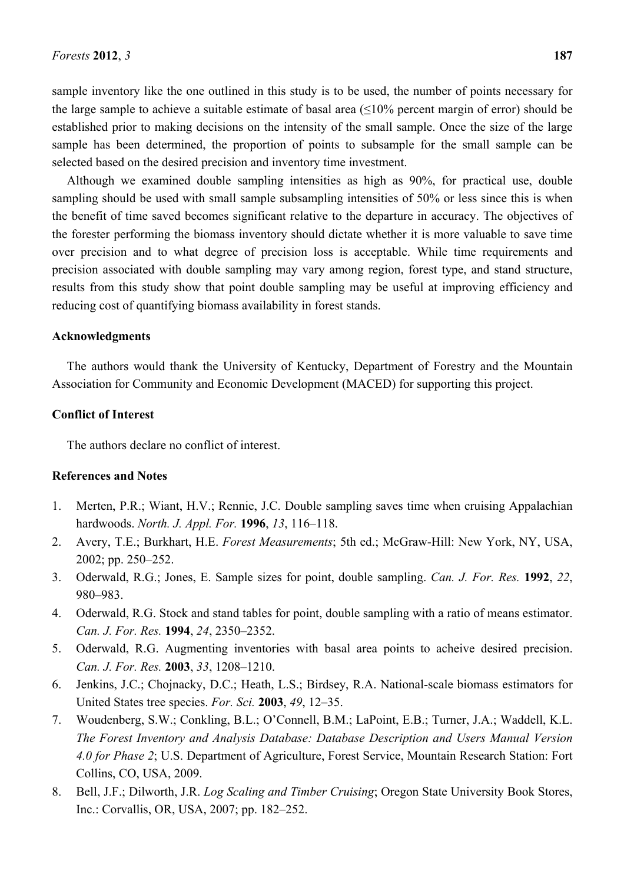sample inventory like the one outlined in this study is to be used, the number of points necessary for the large sample to achieve a suitable estimate of basal area (≤10% percent margin of error) should be established prior to making decisions on the intensity of the small sample. Once the size of the large sample has been determined, the proportion of points to subsample for the small sample can be selected based on the desired precision and inventory time investment.

Although we examined double sampling intensities as high as 90%, for practical use, double sampling should be used with small sample subsampling intensities of 50% or less since this is when the benefit of time saved becomes significant relative to the departure in accuracy. The objectives of the forester performing the biomass inventory should dictate whether it is more valuable to save time over precision and to what degree of precision loss is acceptable. While time requirements and precision associated with double sampling may vary among region, forest type, and stand structure, results from this study show that point double sampling may be useful at improving efficiency and reducing cost of quantifying biomass availability in forest stands.

## Acknowledgments

The authors would thank the University of Kentucky, Department of Forestry and the Mountain Association for Community and Economic Development (MACED) for supporting this project.

## Conflict of Interest

The authors declare no conflict of interest.

## References and Notes

1. Merten, P.R.; Wiant, H.V.; Rennie, J.C. Double sampling saves time when cruising Appalachian hardwoods. *North. J. Appl. For.* **1996**, *13*, 116–118.
2. Avery, T.E.; Burkhart, H.E. *Forest Measurements*; 5th ed.; McGraw-Hill: New York, NY, USA, 2002; pp. 250–252.
3. Oderwald, R.G.; Jones, E. Sample sizes for point, double sampling. *Can. J. For. Res.* **1992**, *22*, 980–983.
4. Oderwald, R.G. Stock and stand tables for point, double sampling with a ratio of means estimator. *Can. J. For. Res.* **1994**, *24*, 2350–2352.
5. Oderwald, R.G. Augmenting inventories with basal area points to acheive desired precision. *Can. J. For. Res.* **2003**, *33*, 1208–1210.
6. Jenkins, J.C.; Chojnacky, D.C.; Heath, L.S.; Birdsey, R.A. National-scale biomass estimators for United States tree species. *For. Sci.* **2003**, *49*, 12–35.
7. Woudenberg, S.W.; Conkling, B.L.; O'Connell, B.M.; LaPoint, E.B.; Turner, J.A.; Waddell, K.L. *The Forest Inventory and Analysis Database: Database Description and Users Manual Version 4.0 for Phase 2*; U.S. Department of Agriculture, Forest Service, Mountain Research Station: Fort Collins, CO, USA, 2009.
8. Bell, J.F.; Dilworth, J.R. *Log Scaling and Timber Cruising*; Oregon State University Book Stores, Inc.: Corvallis, OR, USA, 2007; pp. 182–252.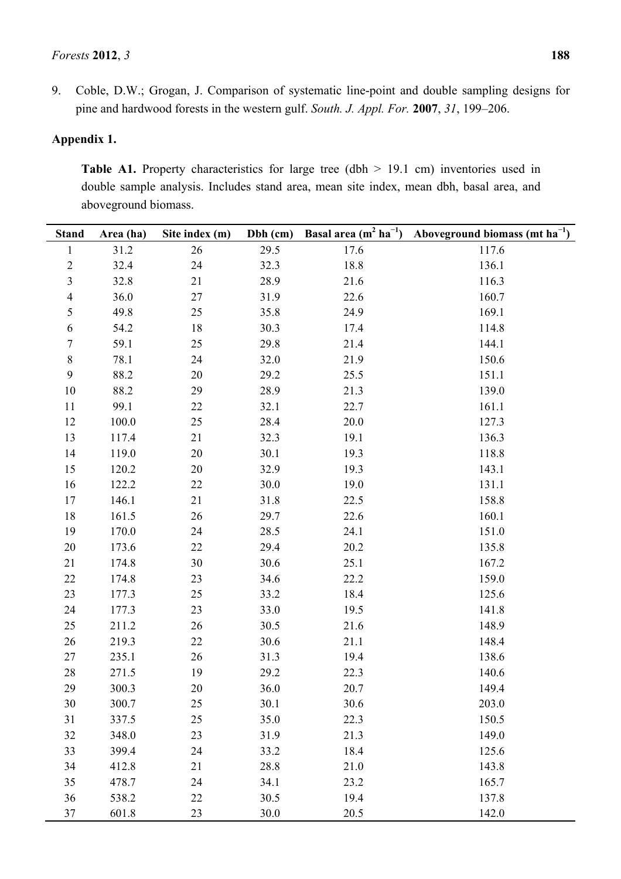9. Coble, D.W.; Grogan, J. Comparison of systematic line-point and double sampling designs for pine and hardwood forests in the western gulf. *South. J. Appl. For.* **2007**, *31*, 199–206.

## Appendix 1.

**Table A1.** Property characteristics for large tree (dbh > 19.1 cm) inventories used in double sample analysis. Includes stand area, mean site index, mean dbh, basal area, and aboveground biomass.

| Stand | Area (ha) | Site index (m) | Dbh (cm) | Basal area ($m^2$ $ha^{-1}$) | Aboveground biomass (mt $ha^{-1}$) |
|---|---|---|---|---|---|
| 1 | 31.2 | 26 | 29.5 | 17.6 | 117.6 |
| 2 | 32.4 | 24 | 32.3 | 18.8 | 136.1 |
| 3 | 32.8 | 21 | 28.9 | 21.6 | 116.3 |
| 4 | 36.0 | 27 | 31.9 | 22.6 | 160.7 |
| 5 | 49.8 | 25 | 35.8 | 24.9 | 169.1 |
| 6 | 54.2 | 18 | 30.3 | 17.4 | 114.8 |
| 7 | 59.1 | 25 | 29.8 | 21.4 | 144.1 |
| 8 | 78.1 | 24 | 32.0 | 21.9 | 150.6 |
| 9 | 88.2 | 20 | 29.2 | 25.5 | 151.1 |
| 10 | 88.2 | 29 | 28.9 | 21.3 | 139.0 |
| 11 | 99.1 | 22 | 32.1 | 22.7 | 161.1 |
| 12 | 100.0 | 25 | 28.4 | 20.0 | 127.3 |
| 13 | 117.4 | 21 | 32.3 | 19.1 | 136.3 |
| 14 | 119.0 | 20 | 30.1 | 19.3 | 118.8 |
| 15 | 120.2 | 20 | 32.9 | 19.3 | 143.1 |
| 16 | 122.2 | 22 | 30.0 | 19.0 | 131.1 |
| 17 | 146.1 | 21 | 31.8 | 22.5 | 158.8 |
| 18 | 161.5 | 26 | 29.7 | 22.6 | 160.1 |
| 19 | 170.0 | 24 | 28.5 | 24.1 | 151.0 |
| 20 | 173.6 | 22 | 29.4 | 20.2 | 135.8 |
| 21 | 174.8 | 30 | 30.6 | 25.1 | 167.2 |
| 22 | 174.8 | 23 | 34.6 | 22.2 | 159.0 |
| 23 | 177.3 | 25 | 33.2 | 18.4 | 125.6 |
| 24 | 177.3 | 23 | 33.0 | 19.5 | 141.8 |
| 25 | 211.2 | 26 | 30.5 | 21.6 | 148.9 |
| 26 | 219.3 | 22 | 30.6 | 21.1 | 148.4 |
| 27 | 235.1 | 26 | 31.3 | 19.4 | 138.6 |
| 28 | 271.5 | 19 | 29.2 | 22.3 | 140.6 |
| 29 | 300.3 | 20 | 36.0 | 20.7 | 149.4 |
| 30 | 300.7 | 25 | 30.1 | 30.6 | 203.0 |
| 31 | 337.5 | 25 | 35.0 | 22.3 | 150.5 |
| 32 | 348.0 | 23 | 31.9 | 21.3 | 149.0 |
| 33 | 399.4 | 24 | 33.2 | 18.4 | 125.6 |
| 34 | 412.8 | 21 | 28.8 | 21.0 | 143.8 |
| 35 | 478.7 | 24 | 34.1 | 23.2 | 165.7 |
| 36 | 538.2 | 22 | 30.5 | 19.4 | 137.8 |
| 37 | 601.8 | 23 | 30.0 | 20.5 | 142.0 |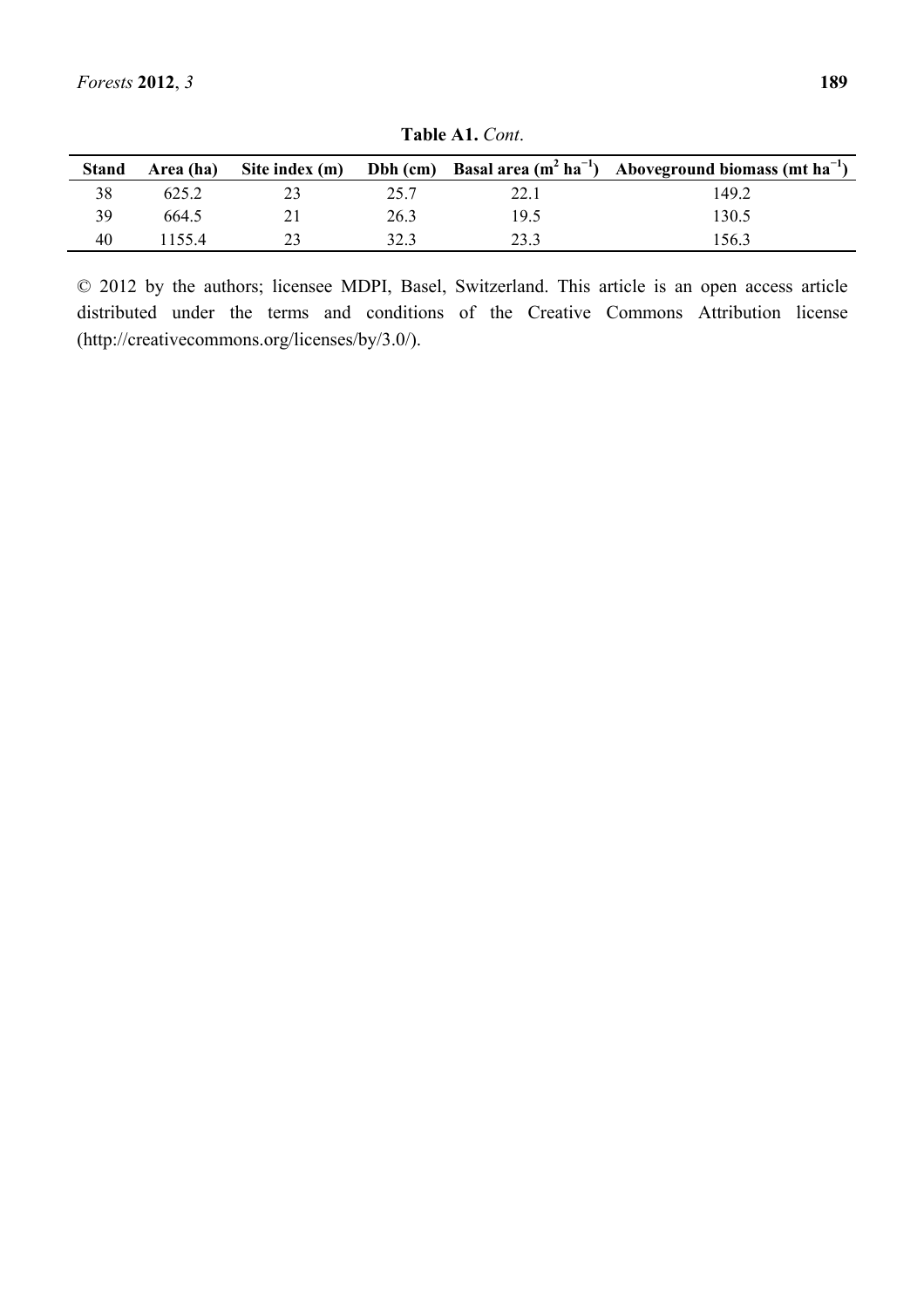**Table A1.** *Cont*.

| Stand | Area (ha) | Site index (m) | Dbh (cm) | Basal area ($m^2$ $ha^{-1}$) | Aboveground biomass (mt $ha^{-1}$) |
|---|---|---|---|---|---|
| 38 | 625.2 | 23 | 25.7 | 22.1 | 149.2 |
| 39 | 664.5 | 21 | 26.3 | 19.5 | 130.5 |
| 40 | 1155.4 | 23 | 32.3 | 23.3 | 156.3 |

© 2012 by the authors; licensee MDPI, Basel, Switzerland. This article is an open access article distributed under the terms and conditions of the Creative Commons Attribution license (http://creativecommons.org/licenses/by/3.0/).